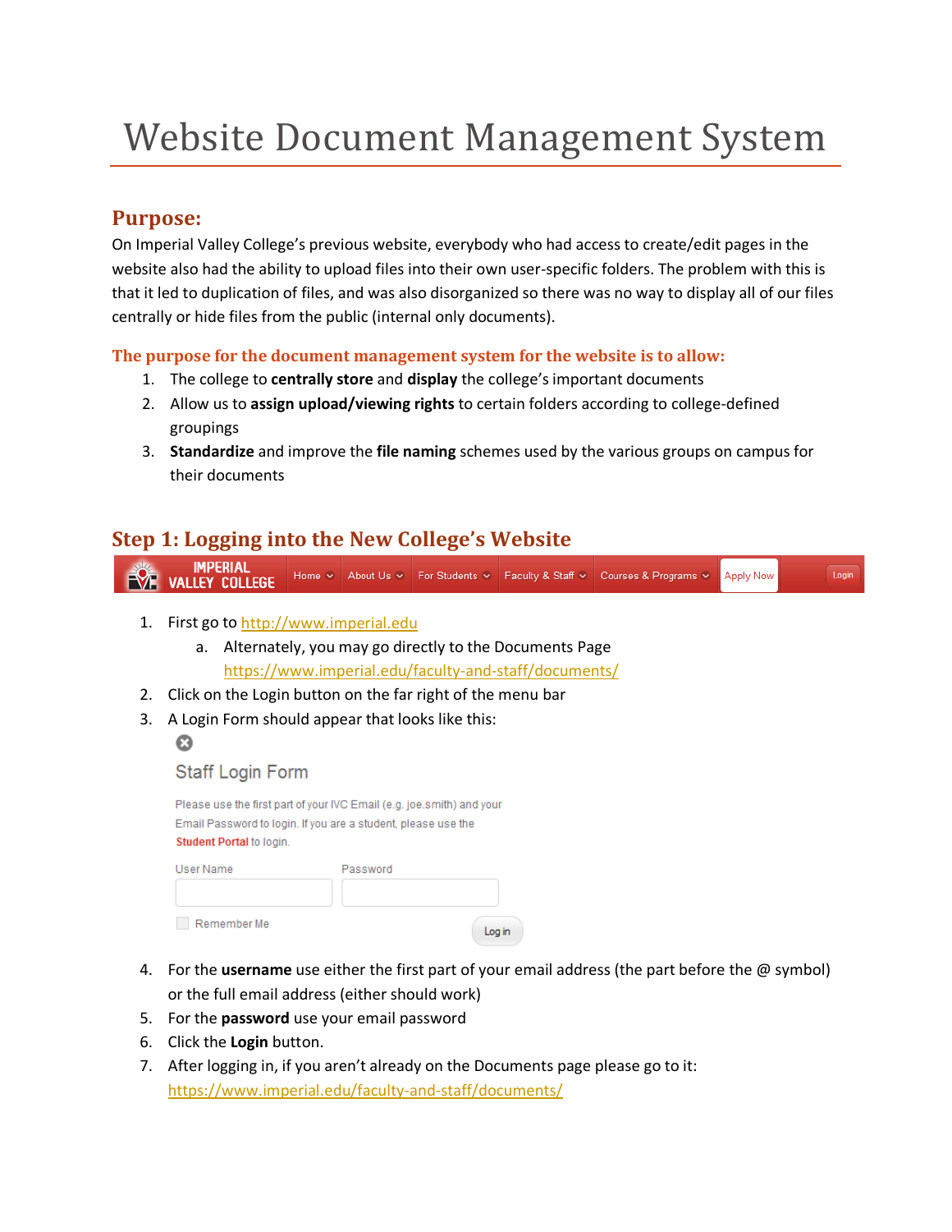# Website Document Management System

## Purpose:

On Imperial Valley College's previous website, everybody who had access to create/edit pages in the website also had the ability to upload files into their own user-specific folders. The problem with this is that it led to duplication of files, and was also disorganized so there was no way to display all of our files centrally or hide files from the public (internal only documents).

### The purpose for the document management system for the website is to allow:

1. The college to **centrally store** and **display** the college's important documents
2. Allow us to **assign upload/viewing rights** to certain folders according to college-defined groupings
3. **Standardize** and improve the **file naming** schemes used by the various groups on campus for their documents

## Step 1: Logging into the New College's Website

IMPERIAL VALLEY COLLEGE | Home | About Us | For Students | Faculty & Staff | Courses & Programs | Apply Now | Login

1. First go to http://www.imperial.edu
   a. Alternately, you may go directly to the Documents Page https://www.imperial.edu/faculty-and-staff/documents/
2. Click on the Login button on the far right of the menu bar
3. A Login Form should appear that looks like this:

   **Staff Login Form**

   Please use the first part of your IVC Email (e.g. joe.smith) and your Email Password to login. If you are a student, please use the **Student Portal** to login.

   User Name | Password

   Remember Me | Log in

4. For the **username** use either the first part of your email address (the part before the @ symbol) or the full email address (either should work)
5. For the **password** use your email password
6. Click the **Login** button.
7. After logging in, if you aren't already on the Documents page please go to it: https://www.imperial.edu/faculty-and-staff/documents/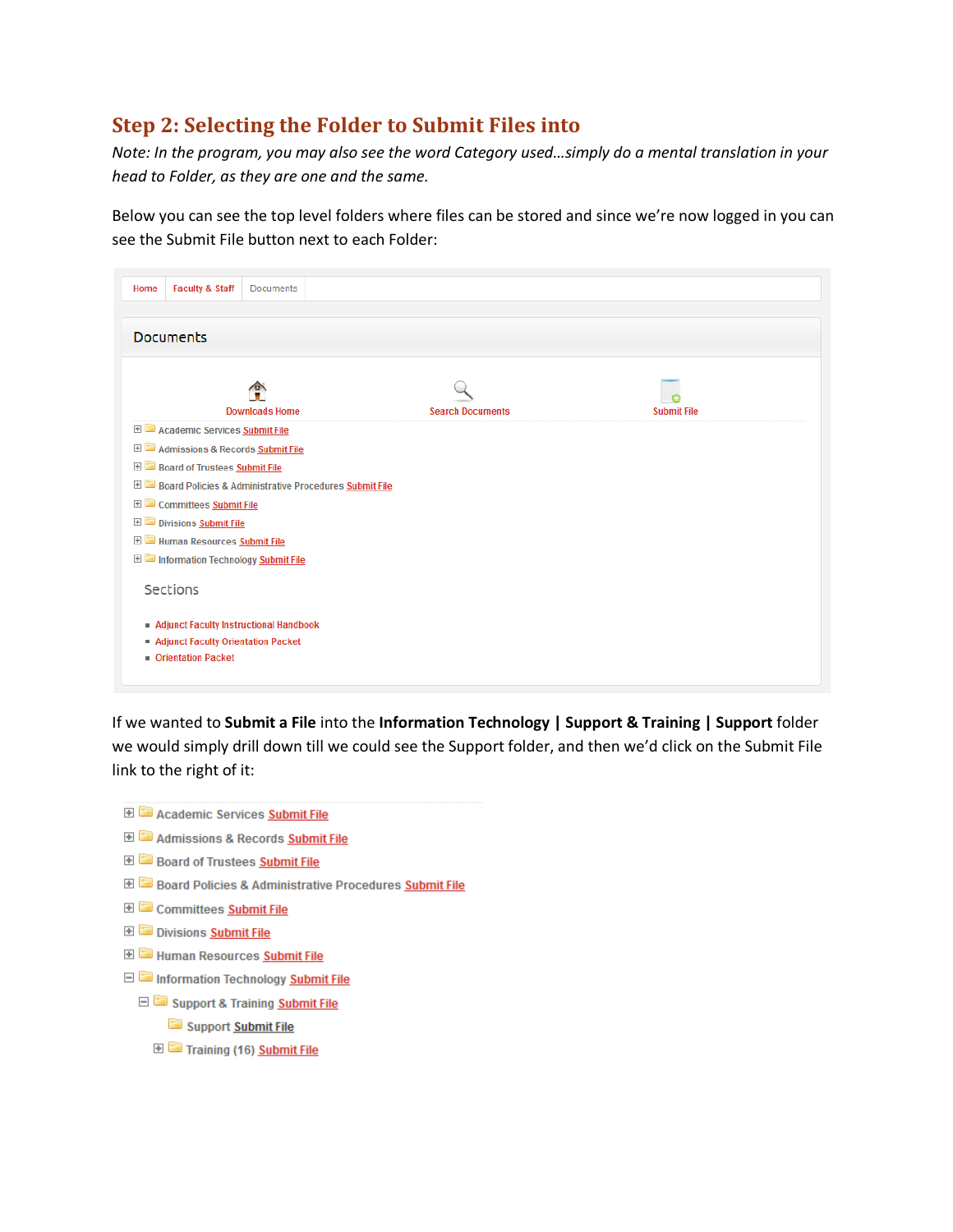## Step 2: Selecting the Folder to Submit Files into

*Note: In the program, you may also see the word Category used…simply do a mental translation in your head to Folder, as they are one and the same.*

Below you can see the top level folders where files can be stored and since we're now logged in you can see the Submit File button next to each Folder:

Home | Faculty & Staff | Documents

**Documents**

Downloads Home | Search Documents | Submit File

- Academic Services Submit File
- Admissions & Records Submit File
- Board of Trustees Submit File
- Board Policies & Administrative Procedures Submit File
- Committees Submit File
- Divisions Submit File
- Human Resources Submit File
- Information Technology Submit File

Sections

- Adjunct Faculty Instructional Handbook
- Adjunct Faculty Orientation Packet
- Orientation Packet

If we wanted to **Submit a File** into the **Information Technology | Support & Training | Support** folder we would simply drill down till we could see the Support folder, and then we'd click on the Submit File link to the right of it:

- Academic Services Submit File
- Admissions & Records Submit File
- Board of Trustees Submit File
- Board Policies & Administrative Procedures Submit File
- Committees Submit File
- Divisions Submit File
- Human Resources Submit File
- Information Technology Submit File
  - Support & Training Submit File
    - Support Submit File
    - Training (16) Submit File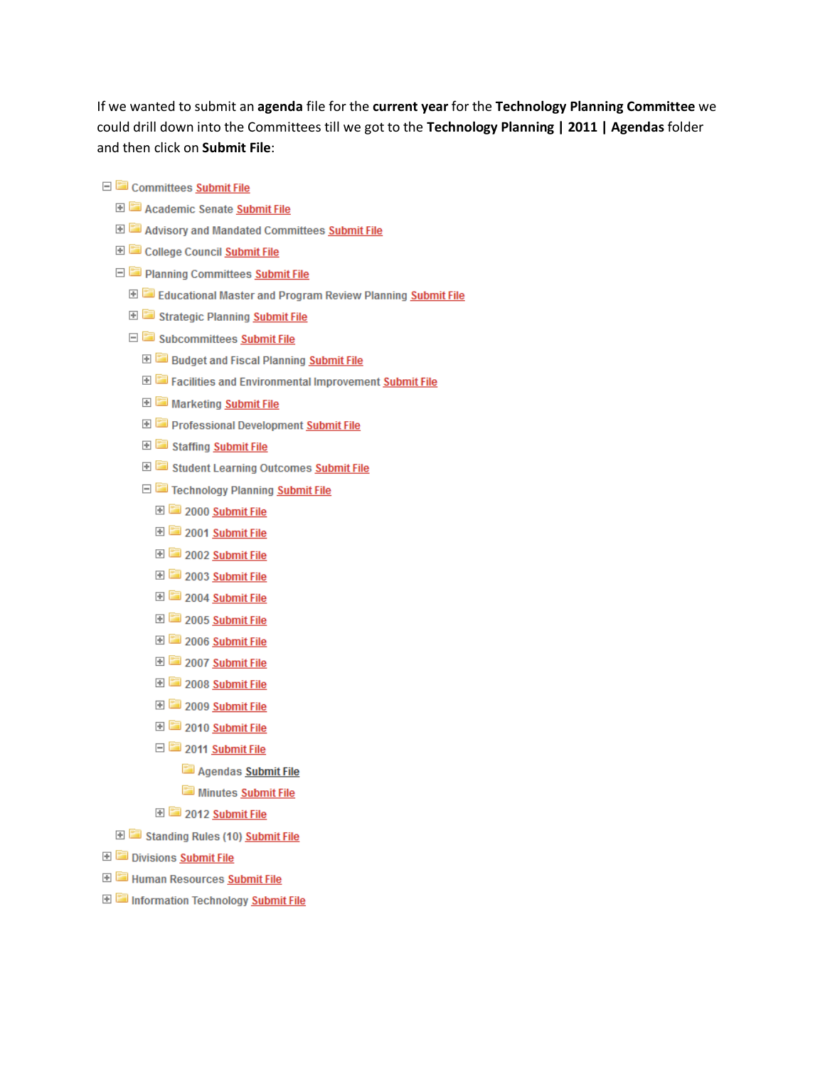If we wanted to submit an **agenda** file for the **current year** for the **Technology Planning Committee** we could drill down into the Committees till we got to the **Technology Planning | 2011 | Agendas** folder and then click on **Submit File**:

- ⊟ Committees Submit File
  - ⊞ Academic Senate Submit File
  - ⊞ Advisory and Mandated Committees Submit File
  - ⊞ College Council Submit File
  - ⊟ Planning Committees Submit File
    - ⊞ Educational Master and Program Review Planning Submit File
    - ⊞ Strategic Planning Submit File
    - ⊟ Subcommittees Submit File
      - ⊞ Budget and Fiscal Planning Submit File
      - ⊞ Facilities and Environmental Improvement Submit File
      - ⊞ Marketing Submit File
      - ⊞ Professional Development Submit File
      - ⊞ Staffing Submit File
      - ⊞ Student Learning Outcomes Submit File
      - ⊟ Technology Planning Submit File
        - ⊞ 2000 Submit File
        - ⊞ 2001 Submit File
        - ⊞ 2002 Submit File
        - ⊞ 2003 Submit File
        - ⊞ 2004 Submit File
        - ⊞ 2005 Submit File
        - ⊞ 2006 Submit File
        - ⊞ 2007 Submit File
        - ⊞ 2008 Submit File
        - ⊞ 2009 Submit File
        - ⊞ 2010 Submit File
        - ⊟ 2011 Submit File
          - Agendas Submit File
          - Minutes Submit File
        - ⊞ 2012 Submit File
  - ⊞ Standing Rules (10) Submit File
- ⊞ Divisions Submit File
- ⊞ Human Resources Submit File
- ⊞ Information Technology Submit File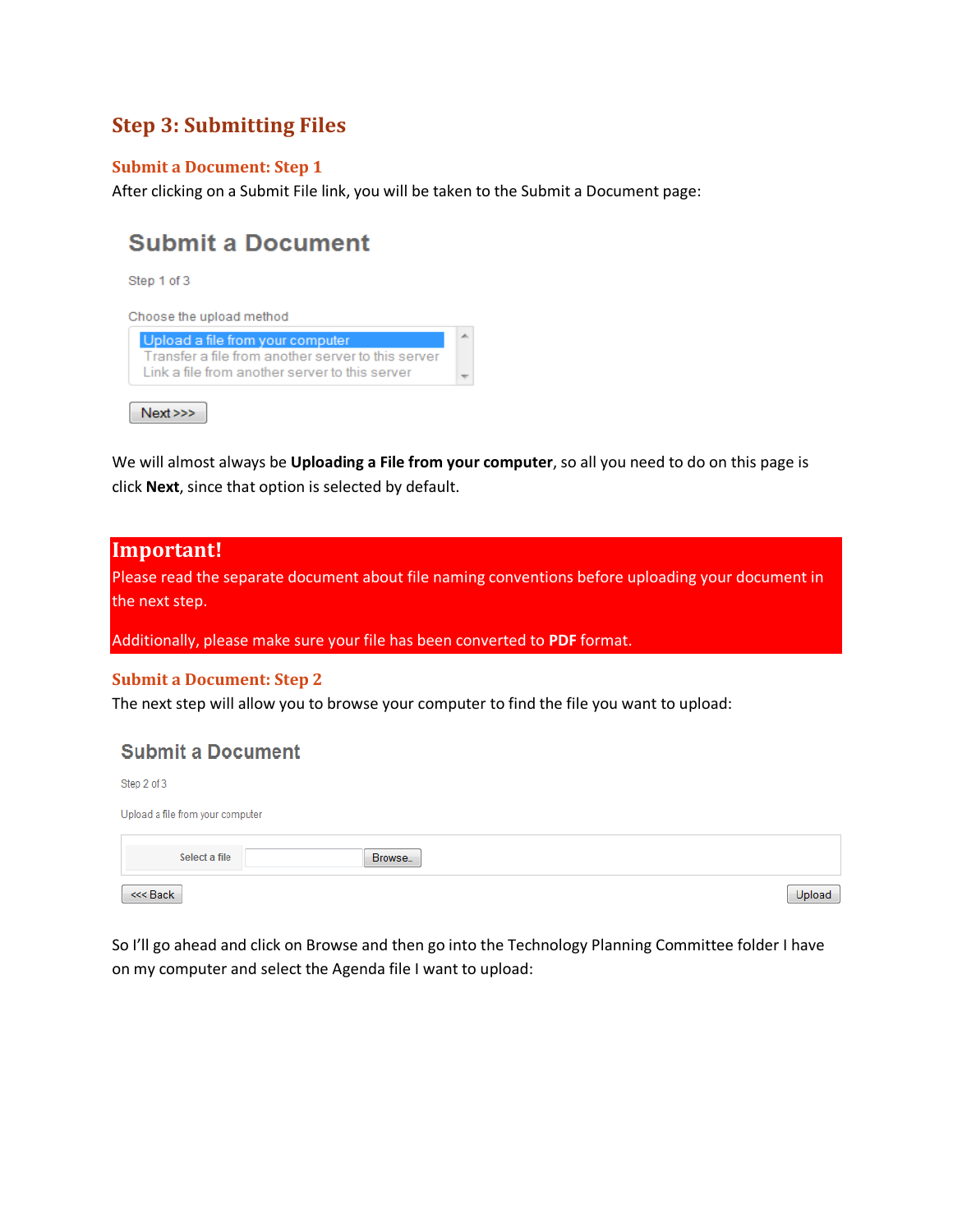## Step 3: Submitting Files

### Submit a Document: Step 1

After clicking on a Submit File link, you will be taken to the Submit a Document page:

Submit a Document

Step 1 of 3

Choose the upload method

Upload a file from your computer
Transfer a file from another server to this server
Link a file from another server to this server

Next>>>

We will almost always be **Uploading a File from your computer**, so all you need to do on this page is click **Next**, since that option is selected by default.

**Important!**

Please read the separate document about file naming conventions before uploading your document in the next step.

Additionally, please make sure your file has been converted to **PDF** format.

### Submit a Document: Step 2

The next step will allow you to browse your computer to find the file you want to upload:

Submit a Document

Step 2 of 3

Upload a file from your computer

Select a file | Browse..

<<< Back | Upload

So I'll go ahead and click on Browse and then go into the Technology Planning Committee folder I have on my computer and select the Agenda file I want to upload: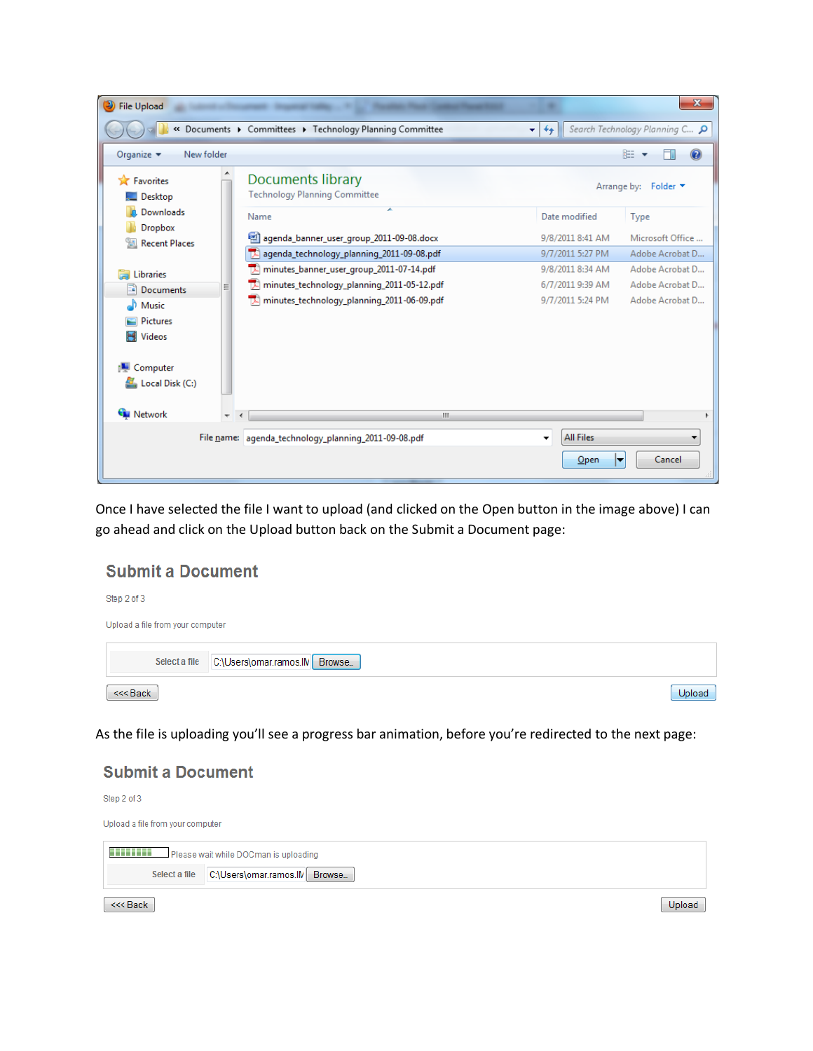Once I have selected the file I want to upload (and clicked on the Open button in the image above) I can go ahead and click on the Upload button back on the Submit a Document page:

As the file is uploading you'll see a progress bar animation, before you're redirected to the next page: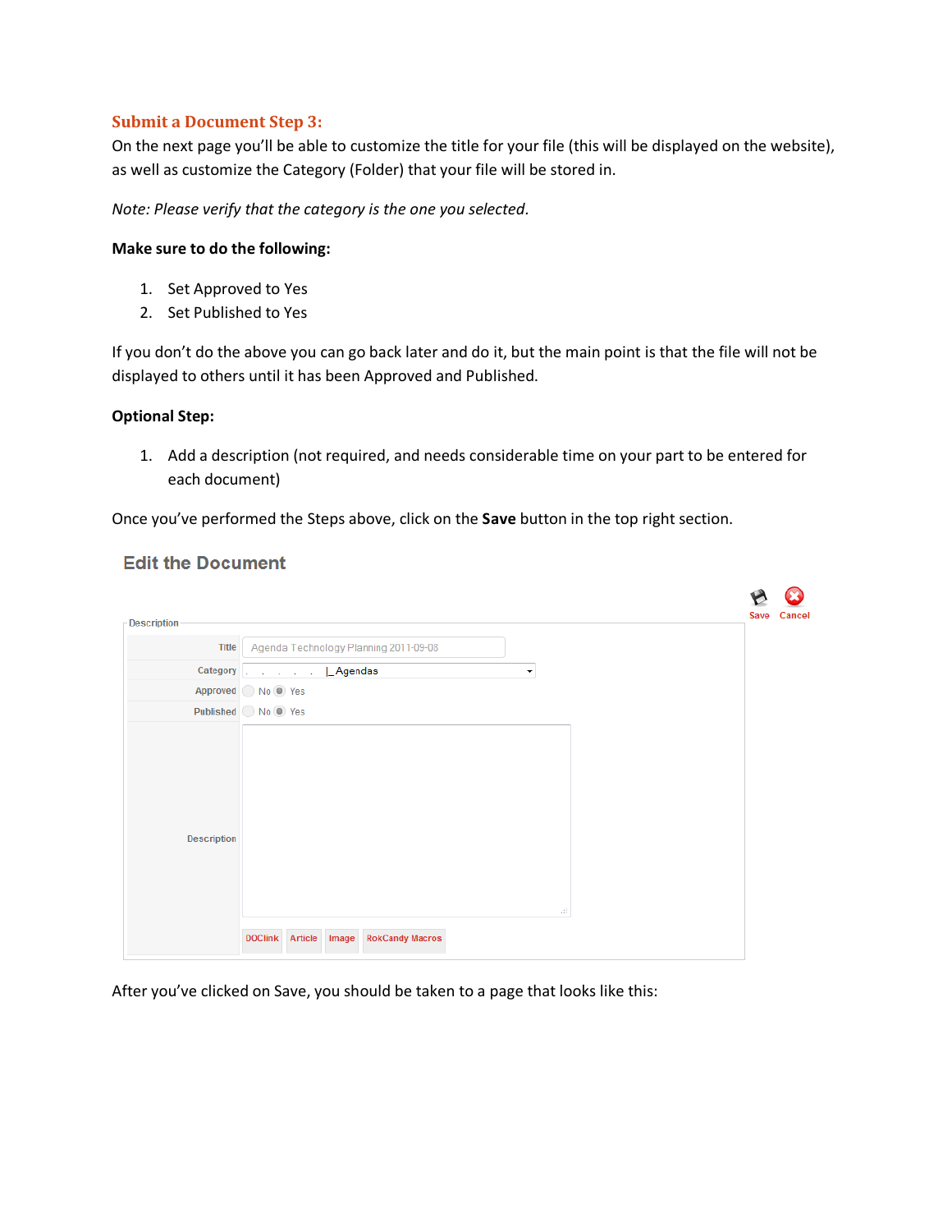## Submit a Document Step 3:

On the next page you'll be able to customize the title for your file (this will be displayed on the website), as well as customize the Category (Folder) that your file will be stored in.

*Note: Please verify that the category is the one you selected.*

**Make sure to do the following:**

1. Set Approved to Yes
2. Set Published to Yes

If you don't do the above you can go back later and do it, but the main point is that the file will not be displayed to others until it has been Approved and Published.

**Optional Step:**

1. Add a description (not required, and needs considerable time on your part to be entered for each document)

Once you've performed the Steps above, click on the **Save** button in the top right section.

Edit the Document

Save Cancel

Description

| | |
|---|---|
| Title | Agenda Technology Planning 2011-09-08 |
| Category | . . . . . . &#124;_Agendas |
| Approved | No Yes |
| Published | No Yes |
| Description | |
| | DOClink Article Image RokCandy Macros |

After you've clicked on Save, you should be taken to a page that looks like this: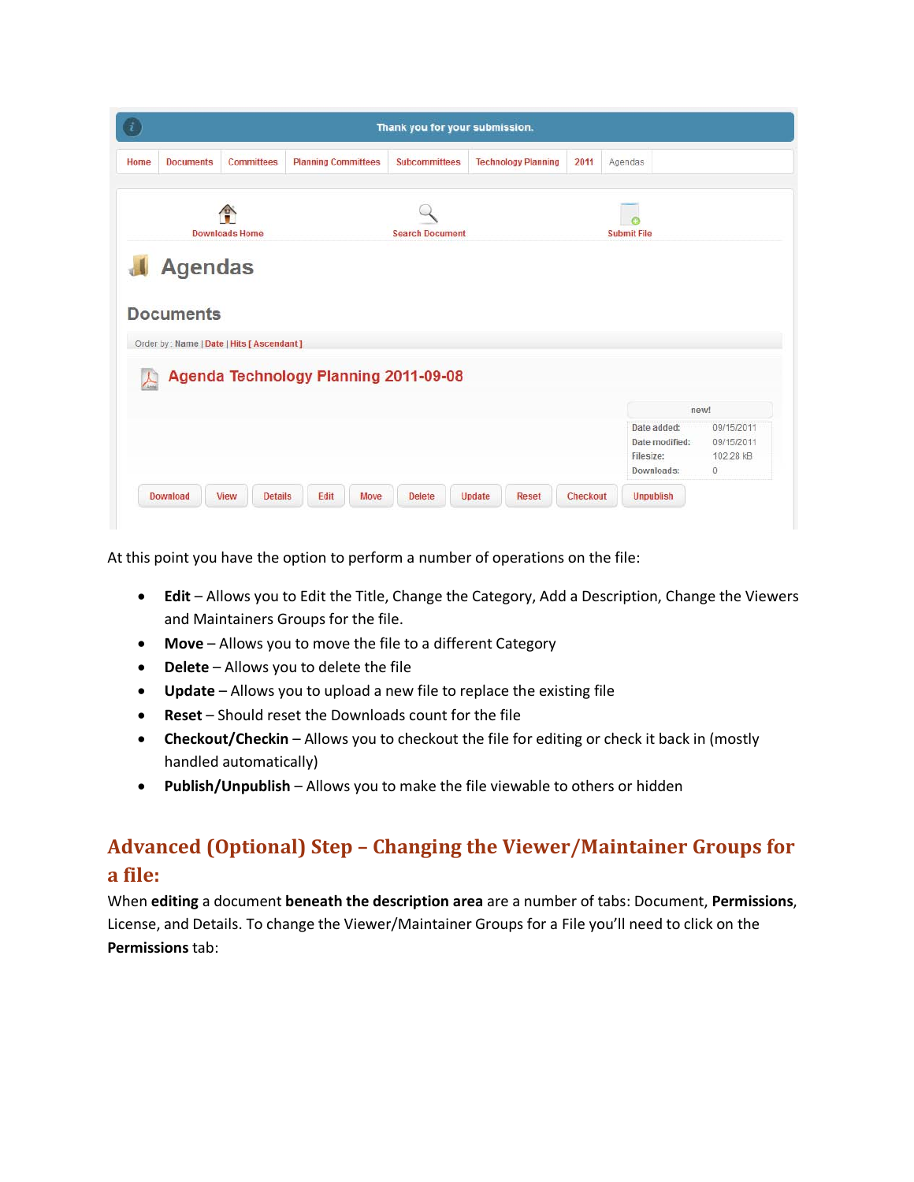At this point you have the option to perform a number of operations on the file:

- **Edit** – Allows you to Edit the Title, Change the Category, Add a Description, Change the Viewers and Maintainers Groups for the file.
- **Move** – Allows you to move the file to a different Category
- **Delete** – Allows you to delete the file
- **Update** – Allows you to upload a new file to replace the existing file
- **Reset** – Should reset the Downloads count for the file
- **Checkout/Checkin** – Allows you to checkout the file for editing or check it back in (mostly handled automatically)
- **Publish/Unpublish** – Allows you to make the file viewable to others or hidden

## Advanced (Optional) Step – Changing the Viewer/Maintainer Groups for a file:

When **editing** a document **beneath the description area** are a number of tabs: Document, **Permissions**, License, and Details. To change the Viewer/Maintainer Groups for a File you'll need to click on the **Permissions** tab: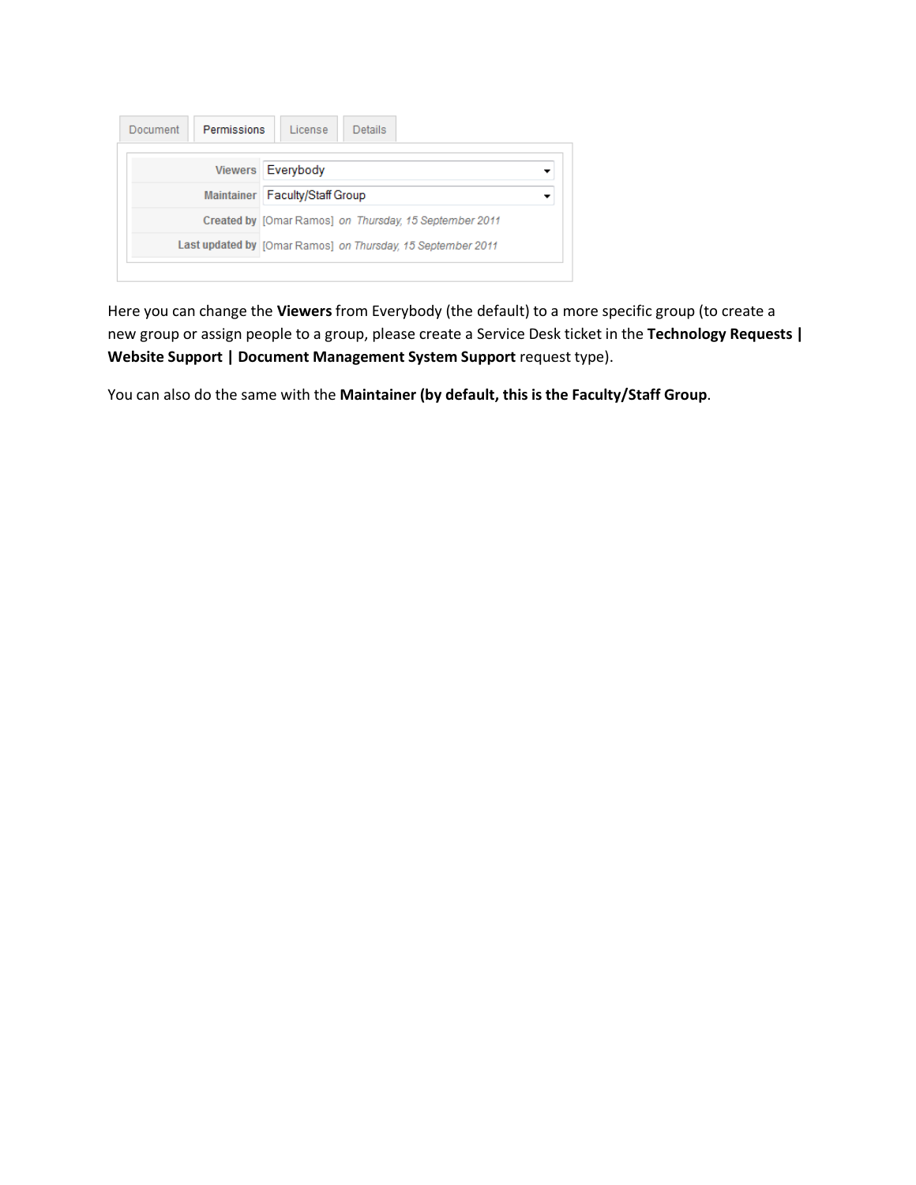| | |
|---|---|
| Viewers | Everybody |
| Maintainer | Faculty/Staff Group |
| Created by | [Omar Ramos] on Thursday, 15 September 2011 |
| Last updated by | [Omar Ramos] on Thursday, 15 September 2011 |

Here you can change the **Viewers** from Everybody (the default) to a more specific group (to create a new group or assign people to a group, please create a Service Desk ticket in the **Technology Requests | Website Support | Document Management System Support** request type).

You can also do the same with the **Maintainer (by default, this is the Faculty/Staff Group**.